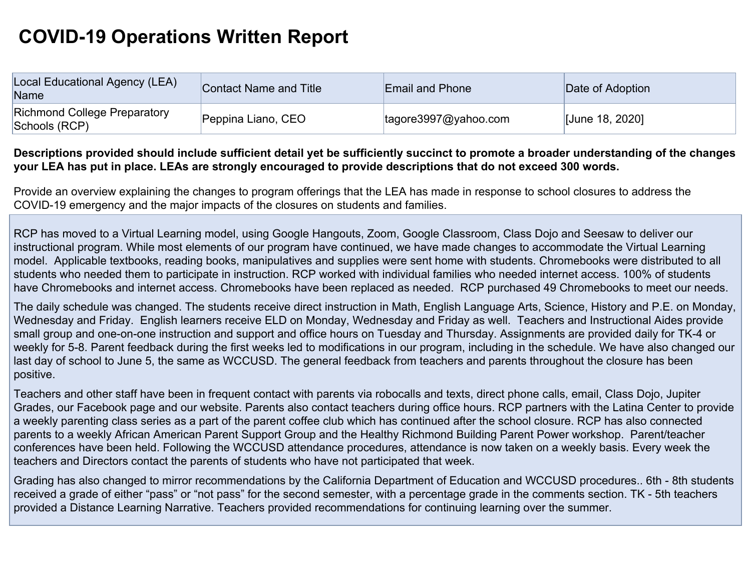# COVID-19 Operations Written Report

| Local Educational Agency (LEA) Name | Contact Name and Title | Email and Phone | Date of Adoption |
| --- | --- | --- | --- |
| Richmond College Preparatory Schools (RCP) | Peppina Liano, CEO | tagore3997@yahoo.com | [June 18, 2020] |

**Descriptions provided should include sufficient detail yet be sufficiently succinct to promote a broader understanding of the changes your LEA has put in place. LEAs are strongly encouraged to provide descriptions that do not exceed 300 words.**

Provide an overview explaining the changes to program offerings that the LEA has made in response to school closures to address the COVID-19 emergency and the major impacts of the closures on students and families.

RCP has moved to a Virtual Learning model, using Google Hangouts, Zoom, Google Classroom, Class Dojo and Seesaw to deliver our instructional program. While most elements of our program have continued, we have made changes to accommodate the Virtual Learning model. Applicable textbooks, reading books, manipulatives and supplies were sent home with students. Chromebooks were distributed to all students who needed them to participate in instruction. RCP worked with individual families who needed internet access. 100% of students have Chromebooks and internet access. Chromebooks have been replaced as needed. RCP purchased 49 Chromebooks to meet our needs.

The daily schedule was changed. The students receive direct instruction in Math, English Language Arts, Science, History and P.E. on Monday, Wednesday and Friday. English learners receive ELD on Monday, Wednesday and Friday as well. Teachers and Instructional Aides provide small group and one-on-one instruction and support and office hours on Tuesday and Thursday. Assignments are provided daily for TK-4 or weekly for 5-8. Parent feedback during the first weeks led to modifications in our program, including in the schedule. We have also changed our last day of school to June 5, the same as WCCUSD. The general feedback from teachers and parents throughout the closure has been positive.

Teachers and other staff have been in frequent contact with parents via robocalls and texts, direct phone calls, email, Class Dojo, Jupiter Grades, our Facebook page and our website. Parents also contact teachers during office hours. RCP partners with the Latina Center to provide a weekly parenting class series as a part of the parent coffee club which has continued after the school closure. RCP has also connected parents to a weekly African American Parent Support Group and the Healthy Richmond Building Parent Power workshop. Parent/teacher conferences have been held. Following the WCCUSD attendance procedures, attendance is now taken on a weekly basis. Every week the teachers and Directors contact the parents of students who have not participated that week.

Grading has also changed to mirror recommendations by the California Department of Education and WCCUSD procedures.. 6th - 8th students received a grade of either "pass" or "not pass" for the second semester, with a percentage grade in the comments section. TK - 5th teachers provided a Distance Learning Narrative. Teachers provided recommendations for continuing learning over the summer.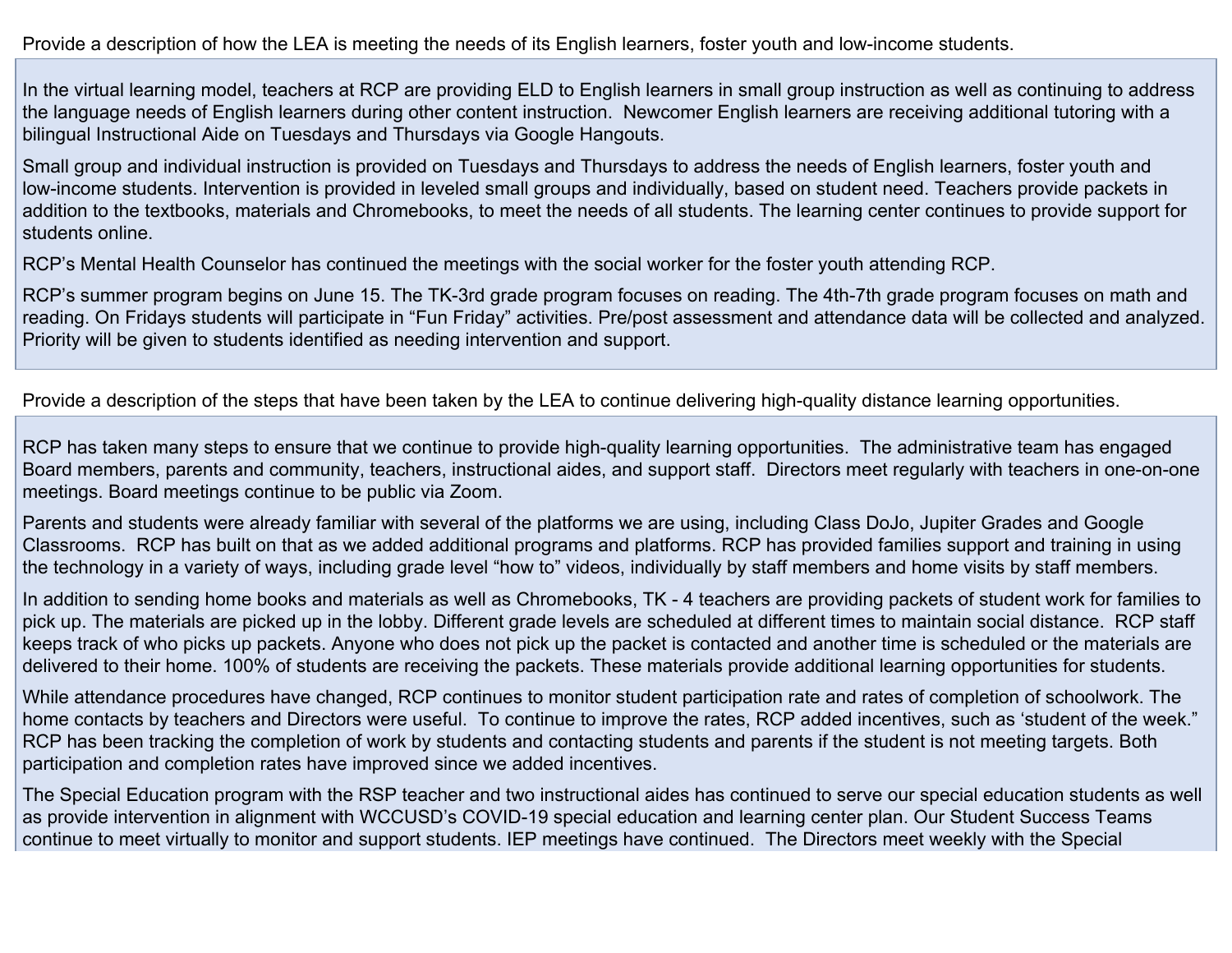Provide a description of how the LEA is meeting the needs of its English learners, foster youth and low-income students.

In the virtual learning model, teachers at RCP are providing ELD to English learners in small group instruction as well as continuing to address the language needs of English learners during other content instruction.  Newcomer English learners are receiving additional tutoring with a bilingual Instructional Aide on Tuesdays and Thursdays via Google Hangouts.

Small group and individual instruction is provided on Tuesdays and Thursdays to address the needs of English learners, foster youth and low-income students. Intervention is provided in leveled small groups and individually, based on student need. Teachers provide packets in addition to the textbooks, materials and Chromebooks, to meet the needs of all students. The learning center continues to provide support for students online.

RCP's Mental Health Counselor has continued the meetings with the social worker for the foster youth attending RCP.

RCP's summer program begins on June 15. The TK-3rd grade program focuses on reading. The 4th-7th grade program focuses on math and reading. On Fridays students will participate in "Fun Friday" activities. Pre/post assessment and attendance data will be collected and analyzed. Priority will be given to students identified as needing intervention and support.

Provide a description of the steps that have been taken by the LEA to continue delivering high-quality distance learning opportunities.

RCP has taken many steps to ensure that we continue to provide high-quality learning opportunities.  The administrative team has engaged Board members, parents and community, teachers, instructional aides, and support staff.  Directors meet regularly with teachers in one-on-one meetings. Board meetings continue to be public via Zoom.

Parents and students were already familiar with several of the platforms we are using, including Class DoJo, Jupiter Grades and Google Classrooms.  RCP has built on that as we added additional programs and platforms. RCP has provided families support and training in using the technology in a variety of ways, including grade level "how to" videos, individually by staff members and home visits by staff members.

In addition to sending home books and materials as well as Chromebooks, TK - 4 teachers are providing packets of student work for families to pick up. The materials are picked up in the lobby. Different grade levels are scheduled at different times to maintain social distance.  RCP staff keeps track of who picks up packets. Anyone who does not pick up the packet is contacted and another time is scheduled or the materials are delivered to their home. 100% of students are receiving the packets. These materials provide additional learning opportunities for students.

While attendance procedures have changed, RCP continues to monitor student participation rate and rates of completion of schoolwork. The home contacts by teachers and Directors were useful.  To continue to improve the rates, RCP added incentives, such as 'student of the week." RCP has been tracking the completion of work by students and contacting students and parents if the student is not meeting targets. Both participation and completion rates have improved since we added incentives.

The Special Education program with the RSP teacher and two instructional aides has continued to serve our special education students as well as provide intervention in alignment with WCCUSD's COVID-19 special education and learning center plan. Our Student Success Teams continue to meet virtually to monitor and support students. IEP meetings have continued.  The Directors meet weekly with the Special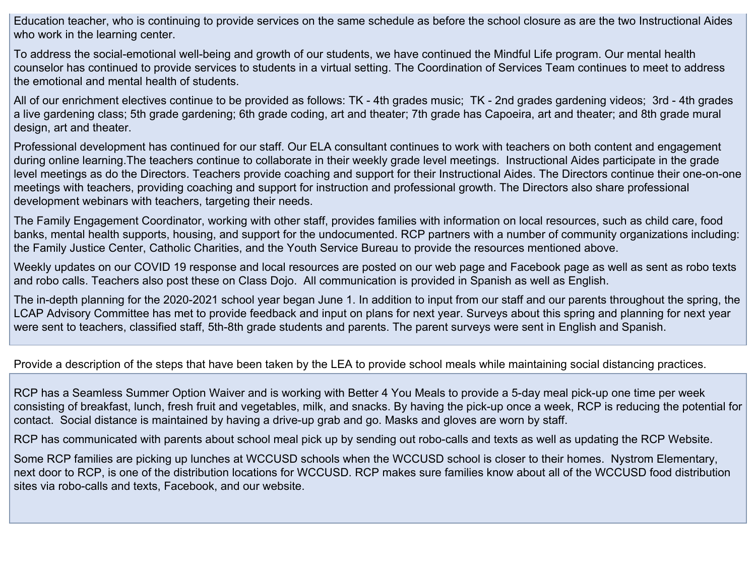Education teacher, who is continuing to provide services on the same schedule as before the school closure as are the two Instructional Aides who work in the learning center.

To address the social-emotional well-being and growth of our students, we have continued the Mindful Life program. Our mental health counselor has continued to provide services to students in a virtual setting. The Coordination of Services Team continues to meet to address the emotional and mental health of students.

All of our enrichment electives continue to be provided as follows: TK - 4th grades music; TK - 2nd grades gardening videos; 3rd - 4th grades a live gardening class; 5th grade gardening; 6th grade coding, art and theater; 7th grade has Capoeira, art and theater; and 8th grade mural design, art and theater.

Professional development has continued for our staff. Our ELA consultant continues to work with teachers on both content and engagement during online learning.The teachers continue to collaborate in their weekly grade level meetings. Instructional Aides participate in the grade level meetings as do the Directors. Teachers provide coaching and support for their Instructional Aides. The Directors continue their one-on-one meetings with teachers, providing coaching and support for instruction and professional growth. The Directors also share professional development webinars with teachers, targeting their needs.

The Family Engagement Coordinator, working with other staff, provides families with information on local resources, such as child care, food banks, mental health supports, housing, and support for the undocumented. RCP partners with a number of community organizations including: the Family Justice Center, Catholic Charities, and the Youth Service Bureau to provide the resources mentioned above.

Weekly updates on our COVID 19 response and local resources are posted on our web page and Facebook page as well as sent as robo texts and robo calls. Teachers also post these on Class Dojo. All communication is provided in Spanish as well as English.

The in-depth planning for the 2020-2021 school year began June 1. In addition to input from our staff and our parents throughout the spring, the LCAP Advisory Committee has met to provide feedback and input on plans for next year. Surveys about this spring and planning for next year were sent to teachers, classified staff, 5th-8th grade students and parents. The parent surveys were sent in English and Spanish.

Provide a description of the steps that have been taken by the LEA to provide school meals while maintaining social distancing practices.

RCP has a Seamless Summer Option Waiver and is working with Better 4 You Meals to provide a 5-day meal pick-up one time per week consisting of breakfast, lunch, fresh fruit and vegetables, milk, and snacks. By having the pick-up once a week, RCP is reducing the potential for contact. Social distance is maintained by having a drive-up grab and go. Masks and gloves are worn by staff.

RCP has communicated with parents about school meal pick up by sending out robo-calls and texts as well as updating the RCP Website.

Some RCP families are picking up lunches at WCCUSD schools when the WCCUSD school is closer to their homes. Nystrom Elementary, next door to RCP, is one of the distribution locations for WCCUSD. RCP makes sure families know about all of the WCCUSD food distribution sites via robo-calls and texts, Facebook, and our website.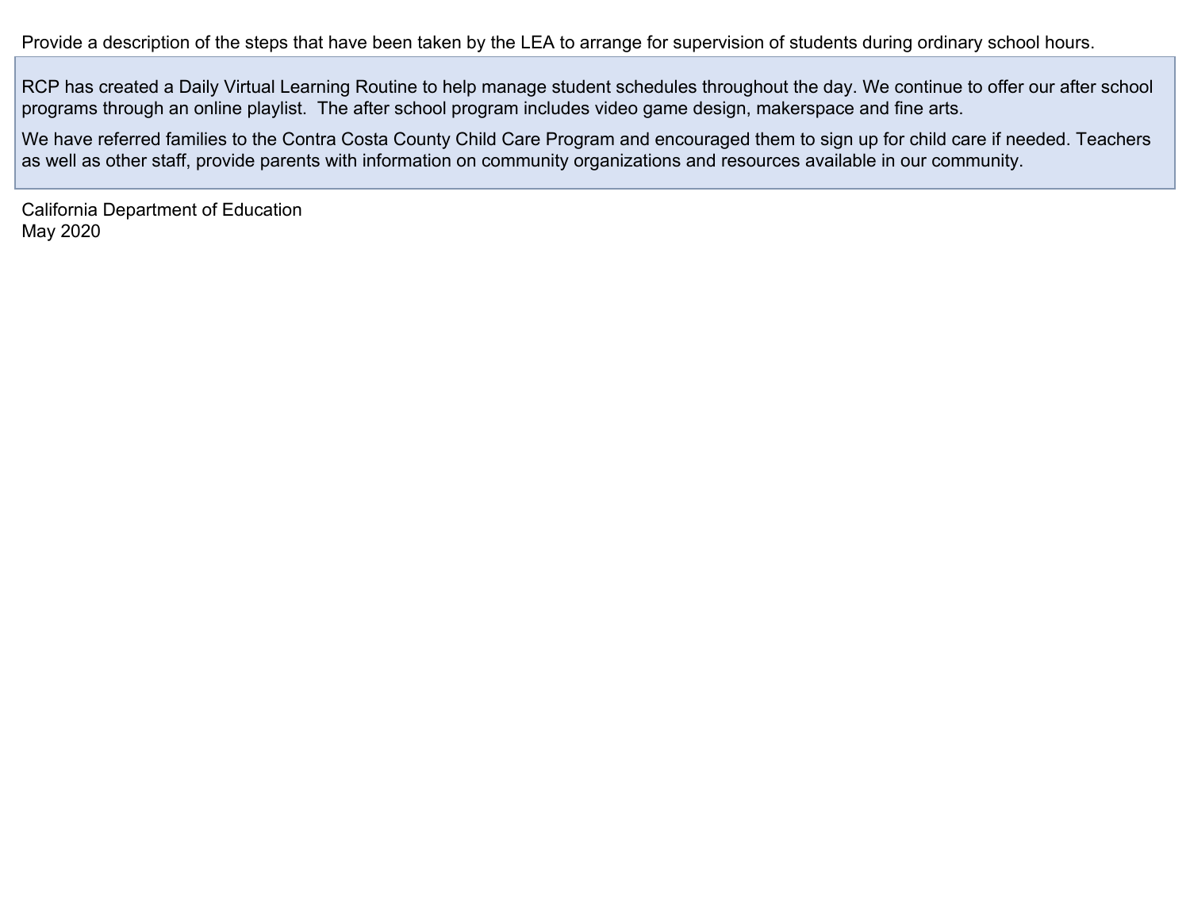Provide a description of the steps that have been taken by the LEA to arrange for supervision of students during ordinary school hours.

RCP has created a Daily Virtual Learning Routine to help manage student schedules throughout the day. We continue to offer our after school programs through an online playlist.  The after school program includes video game design, makerspace and fine arts.

We have referred families to the Contra Costa County Child Care Program and encouraged them to sign up for child care if needed. Teachers as well as other staff, provide parents with information on community organizations and resources available in our community.